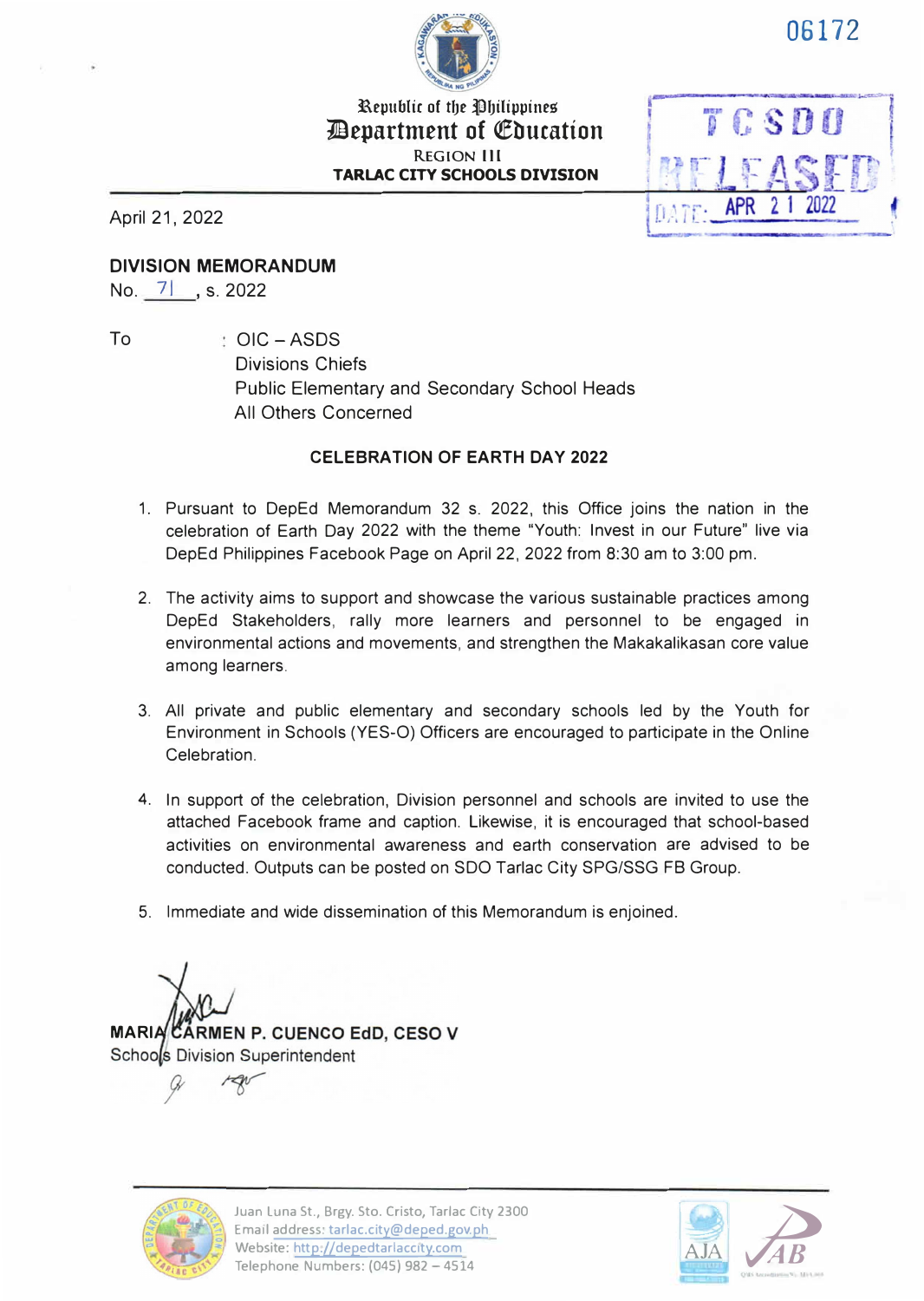06172

Republic of the Philippines
**Department of Education**
REGION III
**TARLAC CITY SCHOOLS DIVISION**

TCSDO RELEASED DATE: APR 21 2022

April 21, 2022

**DIVISION MEMORANDUM**
No. 71, s. 2022

To : OIC – ASDS
Divisions Chiefs
Public Elementary and Secondary School Heads
All Others Concerned

**CELEBRATION OF EARTH DAY 2022**

1. Pursuant to DepEd Memorandum 32 s. 2022, this Office joins the nation in the celebration of Earth Day 2022 with the theme "Youth: Invest in our Future" live via DepEd Philippines Facebook Page on April 22, 2022 from 8:30 am to 3:00 pm.

2. The activity aims to support and showcase the various sustainable practices among DepEd Stakeholders, rally more learners and personnel to be engaged in environmental actions and movements, and strengthen the Makakalikasan core value among learners.

3. All private and public elementary and secondary schools led by the Youth for Environment in Schools (YES-O) Officers are encouraged to participate in the Online Celebration.

4. In support of the celebration, Division personnel and schools are invited to use the attached Facebook frame and caption. Likewise, it is encouraged that school-based activities on environmental awareness and earth conservation are advised to be conducted. Outputs can be posted on SDO Tarlac City SPG/SSG FB Group.

5. Immediate and wide dissemination of this Memorandum is enjoined.

**MARIA CARMEN P. CUENCO EdD, CESO V**
Schools Division Superintendent

Juan Luna St., Brgy. Sto. Cristo, Tarlac City 2300
Email address: tarlac.city@deped.gov.ph
Website: http://depedtarlaccity.com
Telephone Numbers: (045) 982 – 4514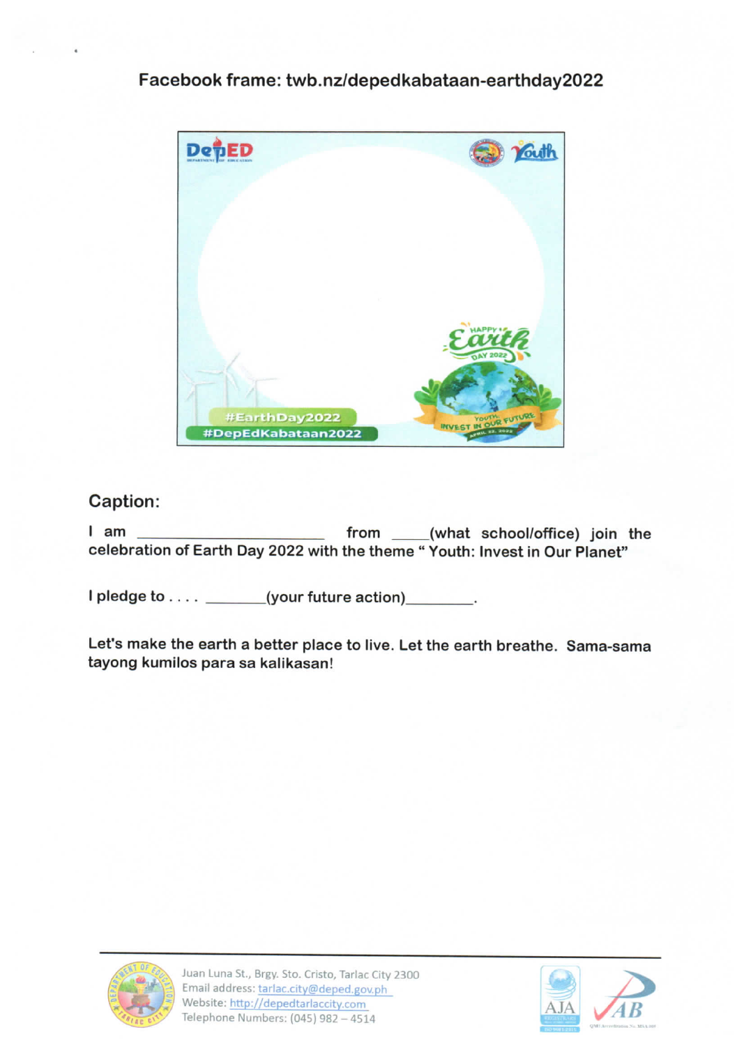**Facebook frame: twb.nz/depedkabataan-earthday2022**

## Caption:

I am ______________________ from _____(what school/office) join the celebration of Earth Day 2022 with the theme " Youth: Invest in Our Planet"

I pledge to . . . . _______(your future action)_________.

Let's make the earth a better place to live. Let the earth breathe. Sama-sama tayong kumilos para sa kalikasan!

Juan Luna St., Brgy. Sto. Cristo, Tarlac City 2300
Email address: tarlac.city@deped.gov.ph
Website: http://depedtarlaccity.com
Telephone Numbers: (045) 982 – 4514